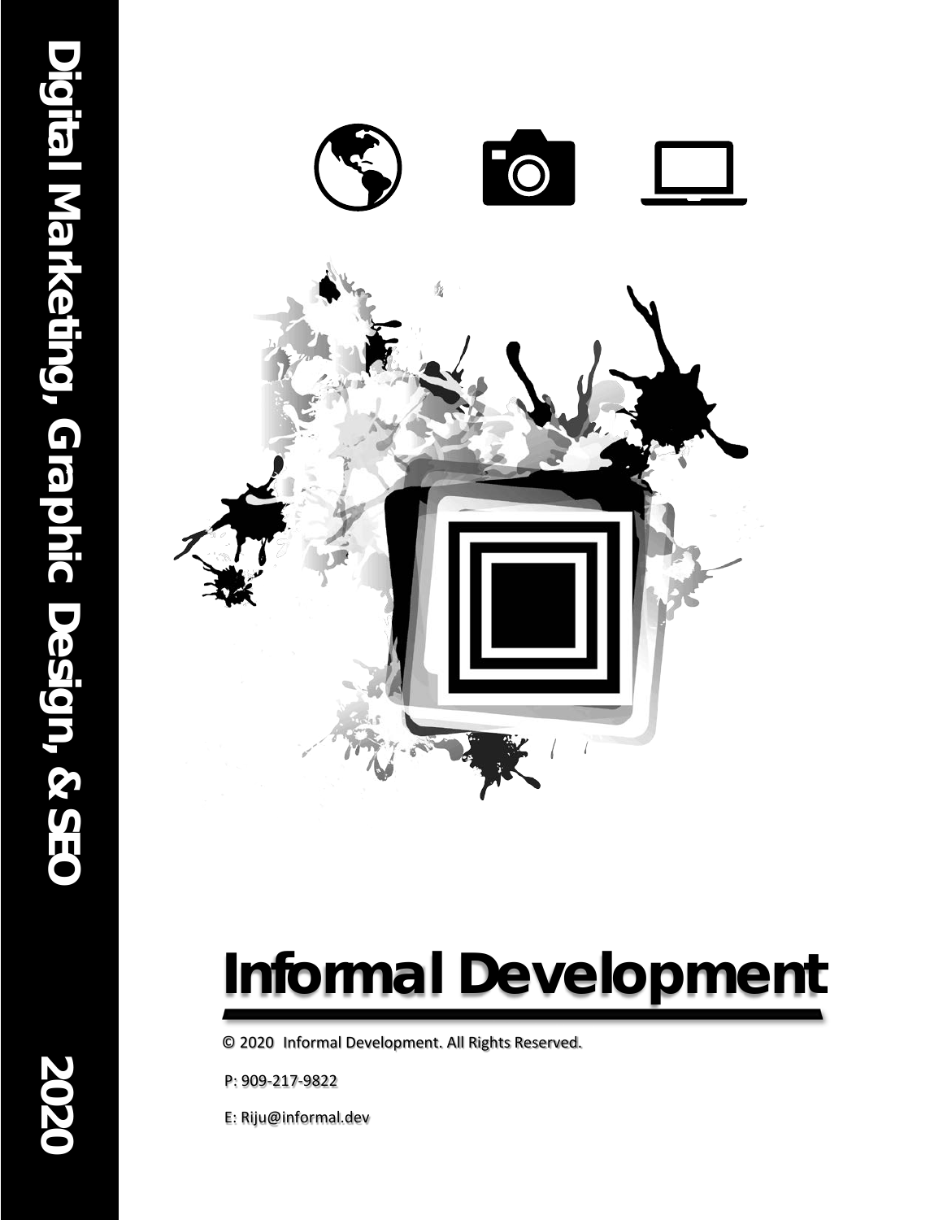Digital Marketing, Graphic Design, & SEO

2020

# Informal Development

© 2020 Informal Development. All Rights Reserved.

P: 909-217-9822

E: Riju@informal.dev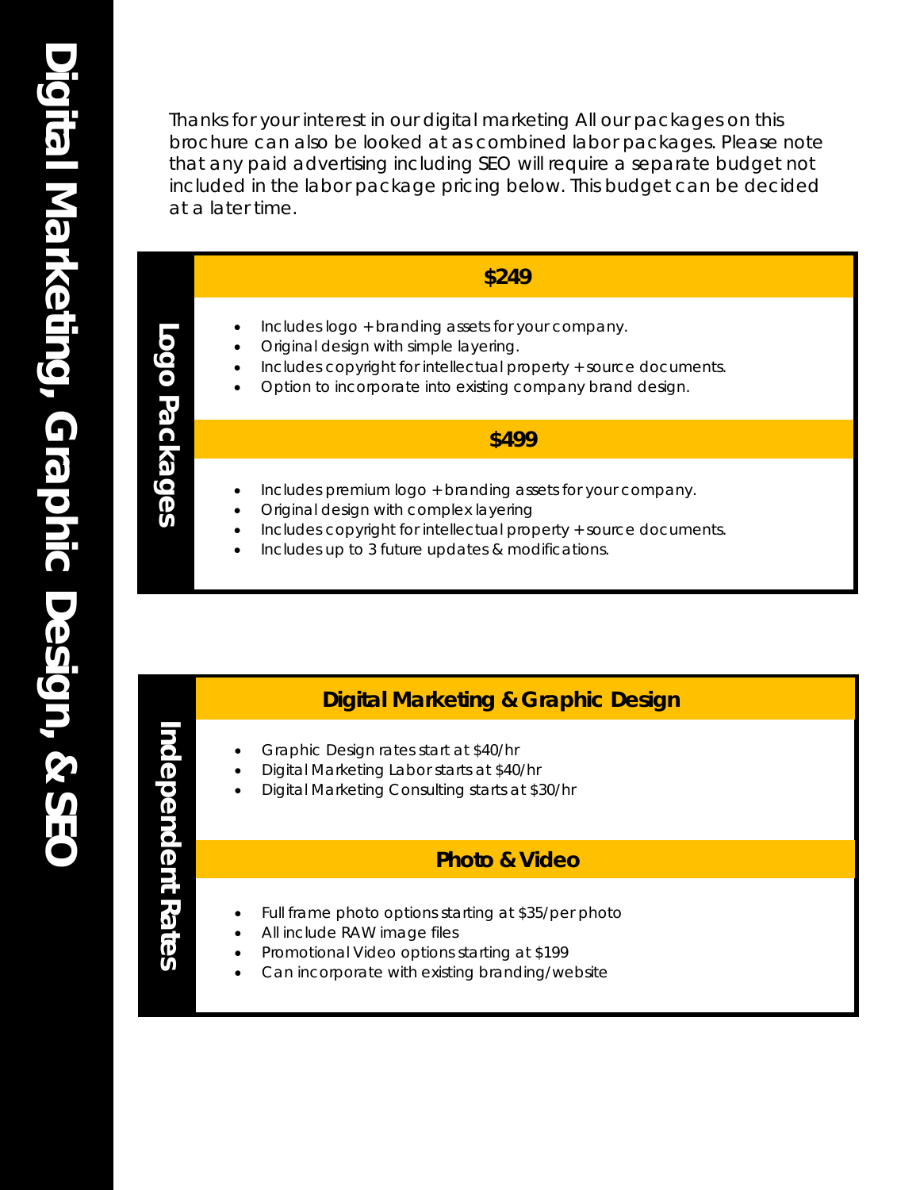# Digital Marketing, Graphic Design, & SEO

Thanks for your interest in our digital marketing All our packages on this brochure can also be looked at as combined labor packages. Please note that any paid advertising including SEO will require a separate budget not included in the labor package pricing below. This budget can be decided at a later time.

## Logo Packages

### $249

- Includes logo + branding assets for your company.
- Original design with simple layering.
- Includes copyright for intellectual property + source documents.
- Option to incorporate into existing company brand design.

### $499

- Includes premium logo + branding assets for your company.
- Original design with complex layering
- Includes copyright for intellectual property + source documents.
- Includes up to 3 future updates & modifications.

## Independent Rates

### Digital Marketing & Graphic Design

- Graphic Design rates start at $40/hr
- Digital Marketing Labor starts at $40/hr
- Digital Marketing Consulting starts at $30/hr

### Photo & Video

- Full frame photo options starting at $35/per photo
- All include RAW image files
- Promotional Video options starting at $199
- Can incorporate with existing branding/website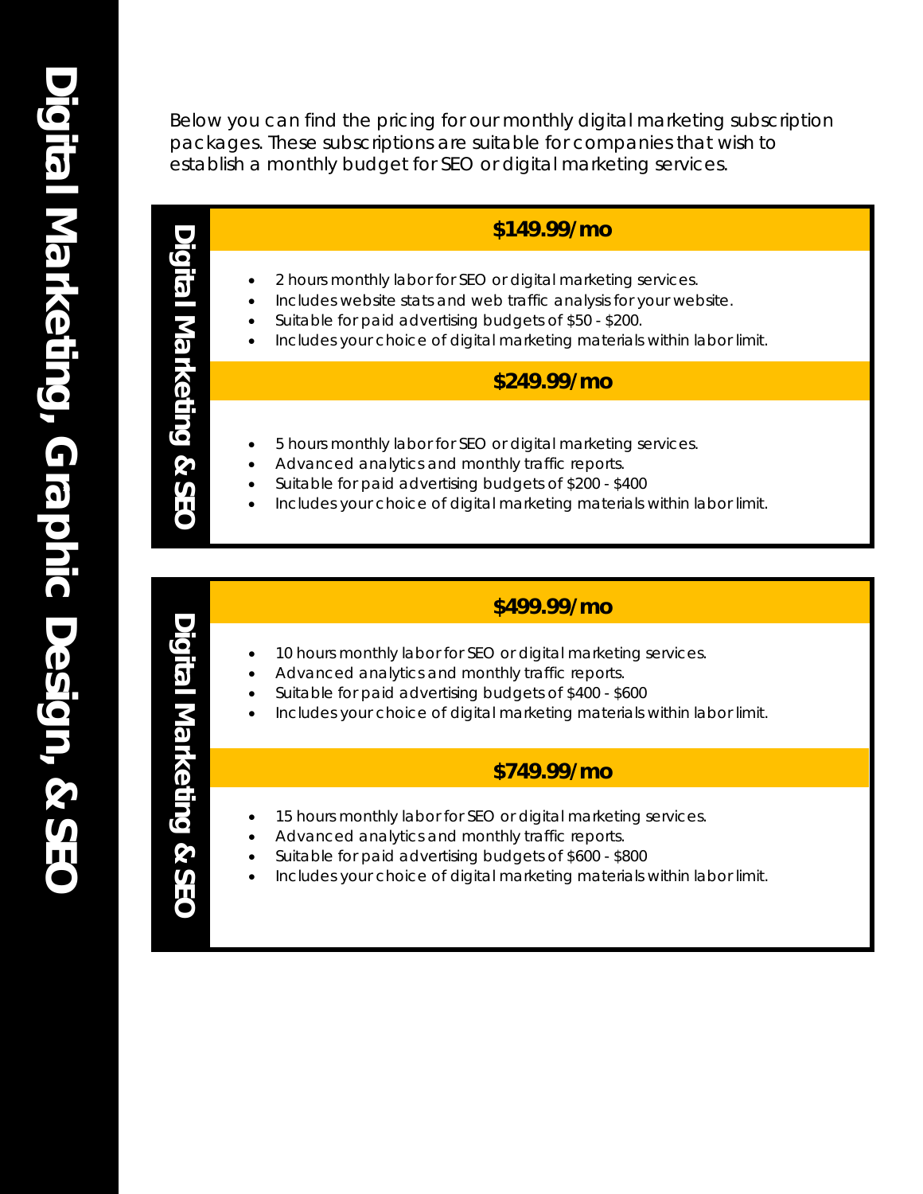# Digital Marketing, Graphic Design, & SEO

Below you can find the pricing for our monthly digital marketing subscription packages. These subscriptions are suitable for companies that wish to establish a monthly budget for SEO or digital marketing services.

## Digital Marketing & SEO

### $149.99/mo

- 2 hours monthly labor for SEO or digital marketing services.
- Includes website stats and web traffic analysis for your website.
- Suitable for paid advertising budgets of $50 - $200.
- Includes your choice of digital marketing materials within labor limit.

### $249.99/mo

- 5 hours monthly labor for SEO or digital marketing services.
- Advanced analytics and monthly traffic reports.
- Suitable for paid advertising budgets of $200 - $400
- Includes your choice of digital marketing materials within labor limit.

## Digital Marketing & SEO

### $499.99/mo

- 10 hours monthly labor for SEO or digital marketing services.
- Advanced analytics and monthly traffic reports.
- Suitable for paid advertising budgets of $400 - $600
- Includes your choice of digital marketing materials within labor limit.

### $749.99/mo

- 15 hours monthly labor for SEO or digital marketing services.
- Advanced analytics and monthly traffic reports.
- Suitable for paid advertising budgets of $600 - $800
- Includes your choice of digital marketing materials within labor limit.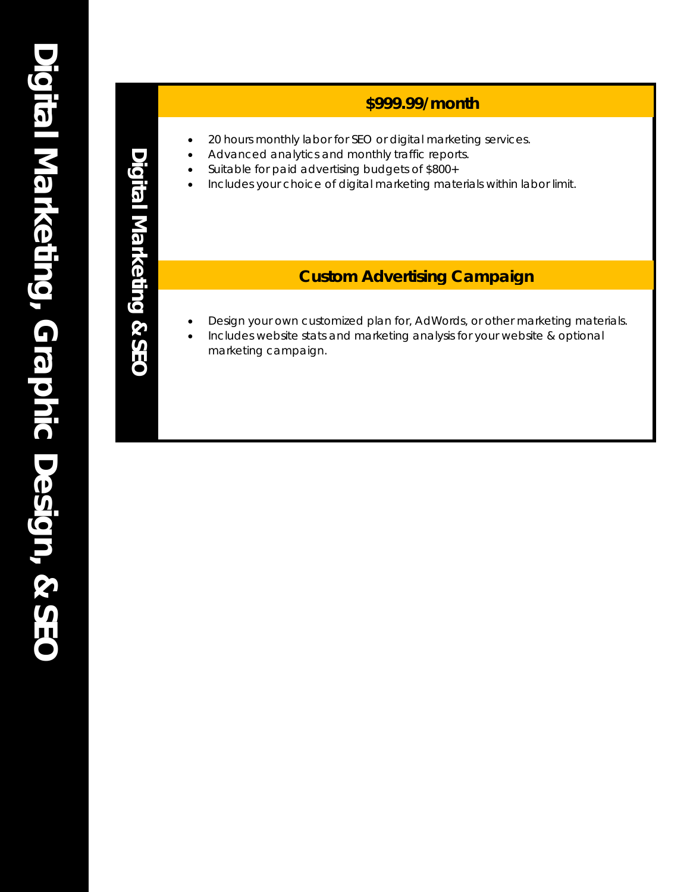# Digital Marketing, Graphic Design, & SEO

## Digital Marketing & SEO

### $999.99/month

- 20 hours monthly labor for SEO or digital marketing services.
- Advanced analytics and monthly traffic reports.
- Suitable for paid advertising budgets of $800+
- Includes your choice of digital marketing materials within labor limit.

### Custom Advertising Campaign

- Design your own customized plan for, AdWords, or other marketing materials.
- Includes website stats and marketing analysis for your website & optional marketing campaign.